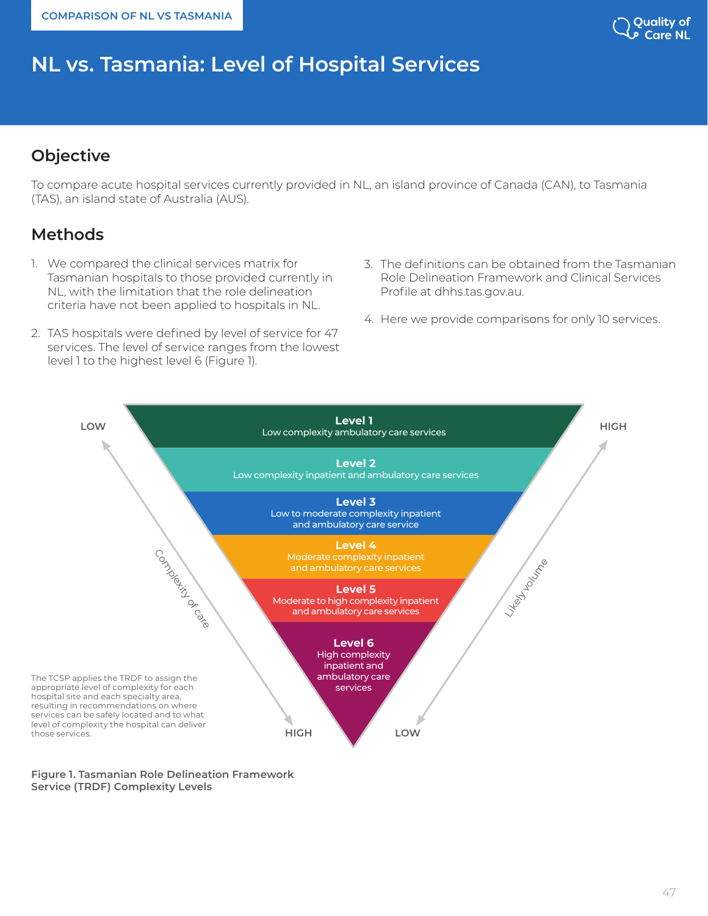COMPARISON OF NL VS TASMANIA

# NL vs. Tasmania: Level of Hospital Services

## Objective

To compare acute hospital services currently provided in NL, an island province of Canada (CAN), to Tasmania (TAS), an island state of Australia (AUS).

## Methods

1. We compared the clinical services matrix for Tasmanian hospitals to those provided currently in NL, with the limitation that the role delineation criteria have not been applied to hospitals in NL.
2. TAS hospitals were defined by level of service for 47 services. The level of service ranges from the lowest level 1 to the highest level 6 (Figure 1).
3. The definitions can be obtained from the Tasmanian Role Delineation Framework and Clinical Services Profile at dhhs.tas.gov.au.
4. Here we provide comparisons for only 10 services.

**Level 1**
Low complexity ambulatory care services

**Level 2**
Low complexity inpatient and ambulatory care services

**Level 3**
Low to moderate complexity inpatient and ambulatory care service

**Level 4**
Moderate complexity inpatient and ambulatory care services

**Level 5**
Moderate to high complexity inpatient and ambulatory care services

**Level 6**
High complexity inpatient and ambulatory care services

Complexity of care: LOW → HIGH

Likely volume: HIGH → LOW

The TCSP applies the TRDF to assign the appropriate level of complexity for each hospital site and each specialty area, resulting in recommendations on where services can be safely located and to what level of complexity the hospital can deliver those services.

**Figure 1. Tasmanian Role Delineation Framework Service (TRDF) Complexity Levels**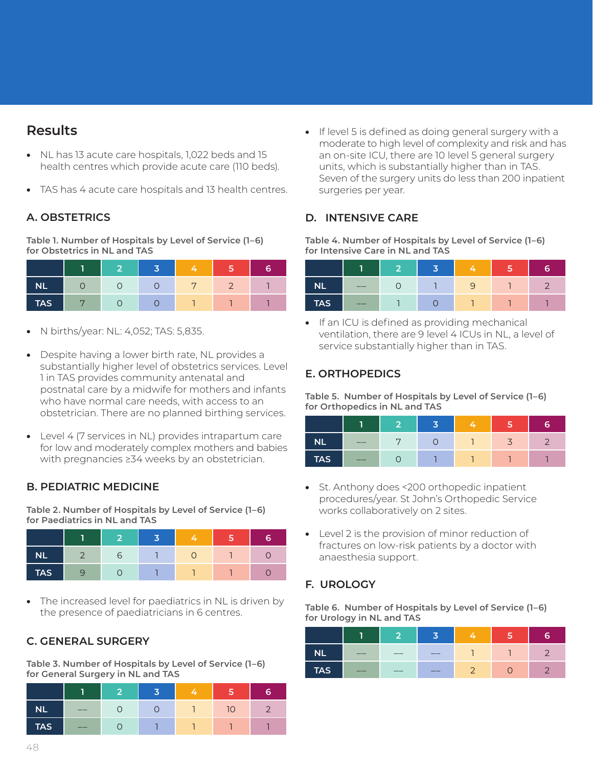## Results

- NL has 13 acute care hospitals, 1,022 beds and 15 health centres which provide acute care (110 beds).
- TAS has 4 acute care hospitals and 13 health centres.

### A. OBSTETRICS

**Table 1. Number of Hospitals by Level of Service (1–6) for Obstetrics in NL and TAS**

| | 1 | 2 | 3 | 4 | 5 | 6 |
|---|---|---|---|---|---|---|
| NL | 0 | 0 | 0 | 7 | 2 | 1 |
| TAS | 7 | 0 | 0 | 1 | 1 | 1 |

- N births/year: NL: 4,052; TAS: 5,835.
- Despite having a lower birth rate, NL provides a substantially higher level of obstetrics services. Level 1 in TAS provides community antenatal and postnatal care by a midwife for mothers and infants who have normal care needs, with access to an obstetrician. There are no planned birthing services.
- Level 4 (7 services in NL) provides intrapartum care for low and moderately complex mothers and babies with pregnancies ≥34 weeks by an obstetrician.

### B. PEDIATRIC MEDICINE

**Table 2. Number of Hospitals by Level of Service (1–6) for Paediatrics in NL and TAS**

| | 1 | 2 | 3 | 4 | 5 | 6 |
|---|---|---|---|---|---|---|
| NL | 2 | 6 | 1 | 0 | 1 | 0 |
| TAS | 9 | 0 | 1 | 1 | 1 | 0 |

- The increased level for paediatrics in NL is driven by the presence of paediatricians in 6 centres.

### C. GENERAL SURGERY

**Table 3. Number of Hospitals by Level of Service (1–6) for General Surgery in NL and TAS**

| | 1 | 2 | 3 | 4 | 5 | 6 |
|---|---|---|---|---|---|---|
| NL | –– | 0 | 0 | 1 | 10 | 2 |
| TAS | –– | 0 | 1 | 1 | 1 | 1 |

- If level 5 is defined as doing general surgery with a moderate to high level of complexity and risk and has an on-site ICU, there are 10 level 5 general surgery units, which is substantially higher than in TAS. Seven of the surgery units do less than 200 inpatient surgeries per year.

### D. INTENSIVE CARE

**Table 4. Number of Hospitals by Level of Service (1–6) for Intensive Care in NL and TAS**

| | 1 | 2 | 3 | 4 | 5 | 6 |
|---|---|---|---|---|---|---|
| NL | –– | 0 | 1 | 9 | 1 | 2 |
| TAS | –– | 1 | 0 | 1 | 1 | 1 |

- If an ICU is defined as providing mechanical ventilation, there are 9 level 4 ICUs in NL, a level of service substantially higher than in TAS.

### E. ORTHOPEDICS

**Table 5. Number of Hospitals by Level of Service (1–6) for Orthopedics in NL and TAS**

| | 1 | 2 | 3 | 4 | 5 | 6 |
|---|---|---|---|---|---|---|
| NL | –– | 7 | 0 | 1 | 3 | 2 |
| TAS | –– | 0 | 1 | 1 | 1 | 1 |

- St. Anthony does <200 orthopedic inpatient procedures/year. St John's Orthopedic Service works collaboratively on 2 sites.
- Level 2 is the provision of minor reduction of fractures on low-risk patients by a doctor with anaesthesia support.

### F. UROLOGY

**Table 6. Number of Hospitals by Level of Service (1–6) for Urology in NL and TAS**

| | 1 | 2 | 3 | 4 | 5 | 6 |
|---|---|---|---|---|---|---|
| NL | –– | –– | –– | 1 | 1 | 2 |
| TAS | –– | –– | –– | 2 | 0 | 2 |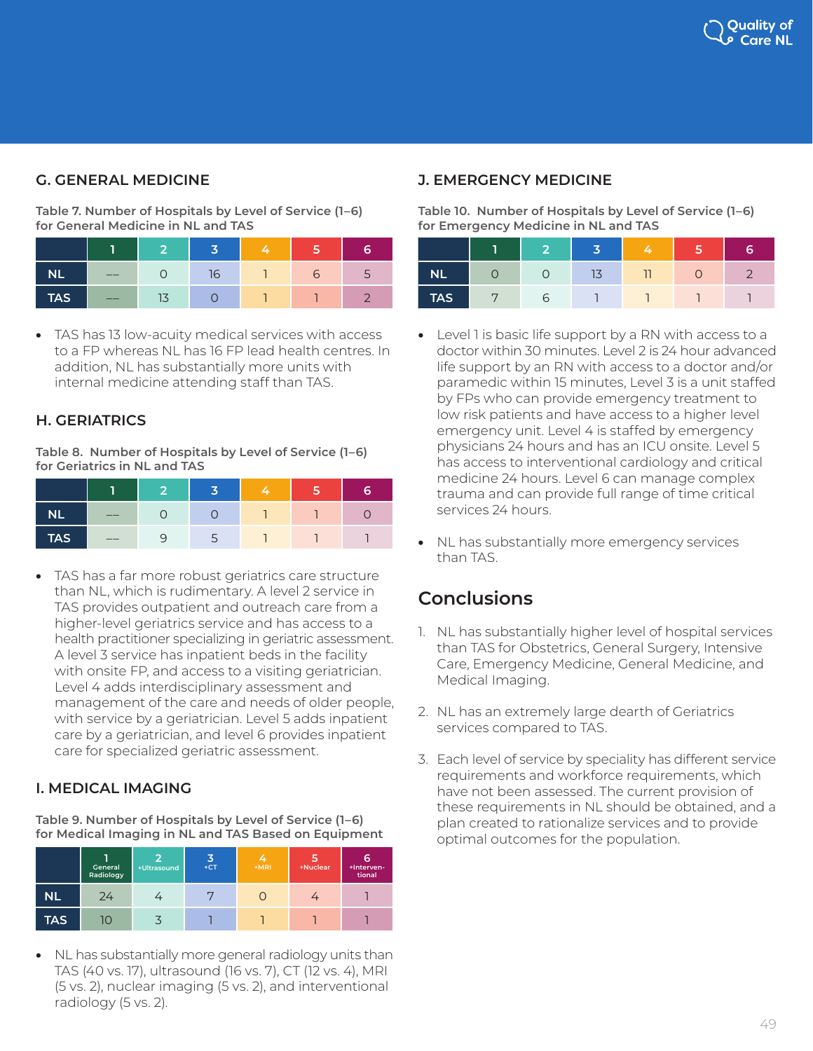## G. GENERAL MEDICINE

**Table 7. Number of Hospitals by Level of Service (1–6) for General Medicine in NL and TAS**

| | 1 | 2 | 3 | 4 | 5 | 6 |
|---|---|---|---|---|---|---|
| NL | –– | 0 | 16 | 1 | 6 | 5 |
| TAS | –– | 13 | 0 | 1 | 1 | 2 |

- TAS has 13 low-acuity medical services with access to a FP whereas NL has 16 FP lead health centres. In addition, NL has substantially more units with internal medicine attending staff than TAS.

## H. GERIATRICS

**Table 8. Number of Hospitals by Level of Service (1–6) for Geriatrics in NL and TAS**

| | 1 | 2 | 3 | 4 | 5 | 6 |
|---|---|---|---|---|---|---|
| NL | –– | 0 | 0 | 1 | 1 | 0 |
| TAS | –– | 9 | 5 | 1 | 1 | 1 |

- TAS has a far more robust geriatrics care structure than NL, which is rudimentary. A level 2 service in TAS provides outpatient and outreach care from a higher-level geriatrics service and has access to a health practitioner specializing in geriatric assessment. A level 3 service has inpatient beds in the facility with onsite FP, and access to a visiting geriatrician. Level 4 adds interdisciplinary assessment and management of the care and needs of older people, with service by a geriatrician. Level 5 adds inpatient care by a geriatrician, and level 6 provides inpatient care for specialized geriatric assessment.

## I. MEDICAL IMAGING

**Table 9. Number of Hospitals by Level of Service (1–6) for Medical Imaging in NL and TAS Based on Equipment**

| | 1 General Radiology | 2 +Ultrasound | 3 +CT | 4 +MRI | 5 +Nuclear | 6 +Interventional |
|---|---|---|---|---|---|---|
| NL | 24 | 4 | 7 | 0 | 4 | 1 |
| TAS | 10 | 3 | 1 | 1 | 1 | 1 |

- NL has substantially more general radiology units than TAS (40 vs. 17), ultrasound (16 vs. 7), CT (12 vs. 4), MRI (5 vs. 2), nuclear imaging (5 vs. 2), and interventional radiology (5 vs. 2).

## J. EMERGENCY MEDICINE

**Table 10. Number of Hospitals by Level of Service (1–6) for Emergency Medicine in NL and TAS**

| | 1 | 2 | 3 | 4 | 5 | 6 |
|---|---|---|---|---|---|---|
| NL | 0 | 0 | 13 | 11 | 0 | 2 |
| TAS | 7 | 6 | 1 | 1 | 1 | 1 |

- Level 1 is basic life support by a RN with access to a doctor within 30 minutes. Level 2 is 24 hour advanced life support by an RN with access to a doctor and/or paramedic within 15 minutes, Level 3 is a unit staffed by FPs who can provide emergency treatment to low risk patients and have access to a higher level emergency unit. Level 4 is staffed by emergency physicians 24 hours and has an ICU onsite. Level 5 has access to interventional cardiology and critical medicine 24 hours. Level 6 can manage complex trauma and can provide full range of time critical services 24 hours.

- NL has substantially more emergency services than TAS.

# Conclusions

1. NL has substantially higher level of hospital services than TAS for Obstetrics, General Surgery, Intensive Care, Emergency Medicine, General Medicine, and Medical Imaging.

2. NL has an extremely large dearth of Geriatrics services compared to TAS.

3. Each level of service by speciality has different service requirements and workforce requirements, which have not been assessed. The current provision of these requirements in NL should be obtained, and a plan created to rationalize services and to provide optimal outcomes for the population.